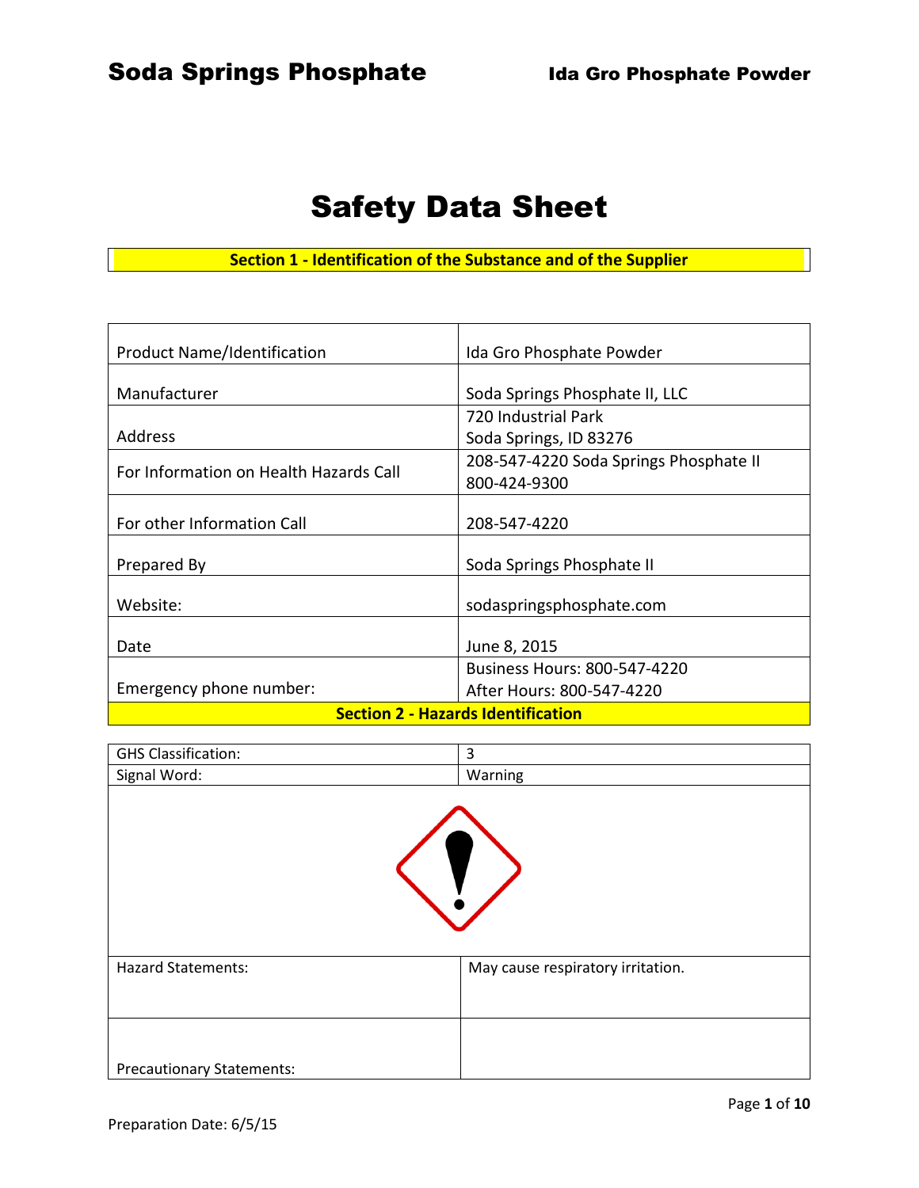# Safety Data Sheet

## Section 1 - Identification of the Substance and of the Supplier

| | |
|---|---|
| Product Name/Identification | Ida Gro Phosphate Powder |
| Manufacturer | Soda Springs Phosphate II, LLC |
| Address | 720 Industrial Park<br>Soda Springs, ID 83276 |
| For Information on Health Hazards Call | 208-547-4220 Soda Springs Phosphate II<br>800-424-9300 |
| For other Information Call | 208-547-4220 |
| Prepared By | Soda Springs Phosphate II |
| Website: | sodaspringsphosphate.com |
| Date | June 8, 2015 |
| Emergency phone number: | Business Hours: 800-547-4220<br>After Hours: 800-547-4220 |

## Section 2 - Hazards Identification

| | |
|---|---|
| GHS Classification: | 3 |
| Signal Word: | Warning |
| Hazard Statements: | May cause respiratory irritation. |
| Precautionary Statements: | |

Preparation Date: 6/5/15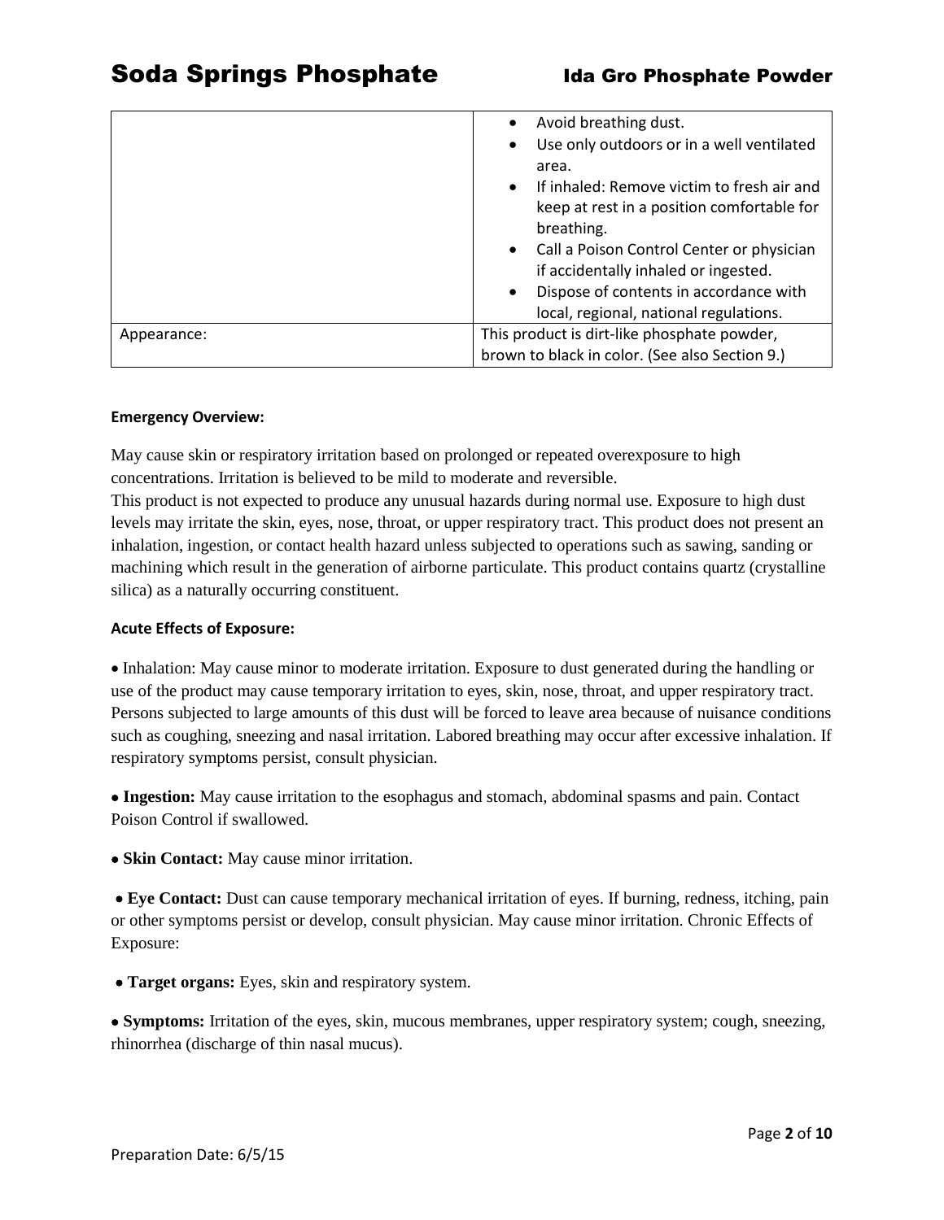| | |
|---|---|
| | • Avoid breathing dust.<br>• Use only outdoors or in a well ventilated area.<br>• If inhaled: Remove victim to fresh air and keep at rest in a position comfortable for breathing.<br>• Call a Poison Control Center or physician if accidentally inhaled or ingested.<br>• Dispose of contents in accordance with local, regional, national regulations. |
| Appearance: | This product is dirt-like phosphate powder, brown to black in color. (See also Section 9.) |

**Emergency Overview:**

May cause skin or respiratory irritation based on prolonged or repeated overexposure to high concentrations. Irritation is believed to be mild to moderate and reversible.
This product is not expected to produce any unusual hazards during normal use. Exposure to high dust levels may irritate the skin, eyes, nose, throat, or upper respiratory tract. This product does not present an inhalation, ingestion, or contact health hazard unless subjected to operations such as sawing, sanding or machining which result in the generation of airborne particulate. This product contains quartz (crystalline silica) as a naturally occurring constituent.

**Acute Effects of Exposure:**

- Inhalation: May cause minor to moderate irritation. Exposure to dust generated during the handling or use of the product may cause temporary irritation to eyes, skin, nose, throat, and upper respiratory tract. Persons subjected to large amounts of this dust will be forced to leave area because of nuisance conditions such as coughing, sneezing and nasal irritation. Labored breathing may occur after excessive inhalation. If respiratory symptoms persist, consult physician.

- **Ingestion:** May cause irritation to the esophagus and stomach, abdominal spasms and pain. Contact Poison Control if swallowed.

- **Skin Contact:** May cause minor irritation.

- **Eye Contact:** Dust can cause temporary mechanical irritation of eyes. If burning, redness, itching, pain or other symptoms persist or develop, consult physician. May cause minor irritation. Chronic Effects of Exposure:

- **Target organs:** Eyes, skin and respiratory system.

- **Symptoms:** Irritation of the eyes, skin, mucous membranes, upper respiratory system; cough, sneezing, rhinorrhea (discharge of thin nasal mucus).

Preparation Date: 6/5/15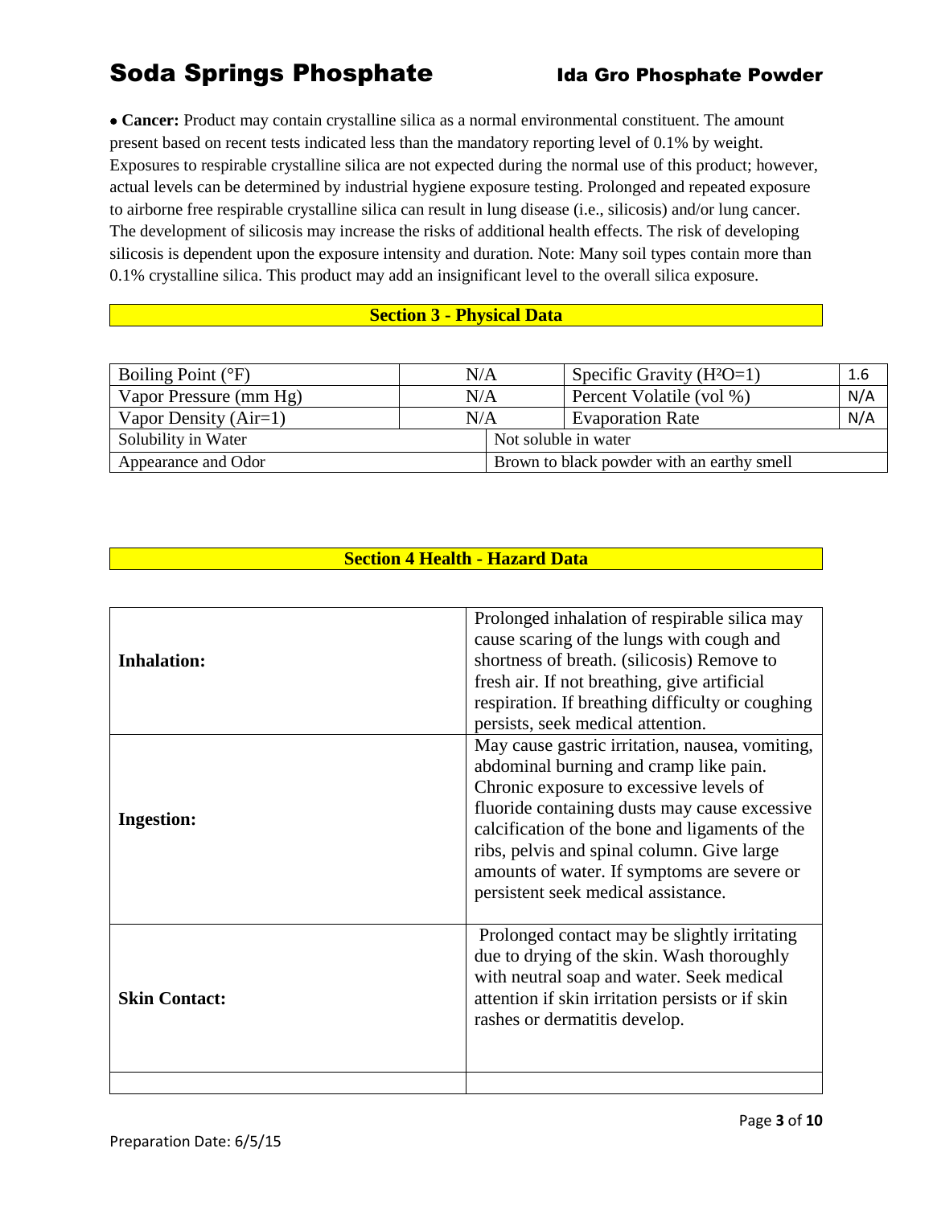- **Cancer:** Product may contain crystalline silica as a normal environmental constituent. The amount present based on recent tests indicated less than the mandatory reporting level of 0.1% by weight. Exposures to respirable crystalline silica are not expected during the normal use of this product; however, actual levels can be determined by industrial hygiene exposure testing. Prolonged and repeated exposure to airborne free respirable crystalline silica can result in lung disease (i.e., silicosis) and/or lung cancer. The development of silicosis may increase the risks of additional health effects. The risk of developing silicosis is dependent upon the exposure intensity and duration. Note: Many soil types contain more than 0.1% crystalline silica. This product may add an insignificant level to the overall silica exposure.

## Section 3 - Physical Data

| Boiling Point (°F) | N/A | Specific Gravity ($H^2O$=1) | 1.6 |
|---|---|---|---|
| Vapor Pressure (mm Hg) | N/A | Percent Volatile (vol %) | N/A |
| Vapor Density (Air=1) | N/A | Evaporation Rate | N/A |
| Solubility in Water | Not soluble in water | | |
| Appearance and Odor | Brown to black powder with an earthy smell | | |

## Section 4 Health - Hazard Data

| | |
|---|---|
| **Inhalation:** | Prolonged inhalation of respirable silica may cause scaring of the lungs with cough and shortness of breath. (silicosis) Remove to fresh air. If not breathing, give artificial respiration. If breathing difficulty or coughing persists, seek medical attention. |
| **Ingestion:** | May cause gastric irritation, nausea, vomiting, abdominal burning and cramp like pain. Chronic exposure to excessive levels of fluoride containing dusts may cause excessive calcification of the bone and ligaments of the ribs, pelvis and spinal column. Give large amounts of water. If symptoms are severe or persistent seek medical assistance. |
| **Skin Contact:** | Prolonged contact may be slightly irritating due to drying of the skin. Wash thoroughly with neutral soap and water. Seek medical attention if skin irritation persists or if skin rashes or dermatitis develop. |
| | |

Preparation Date: 6/5/15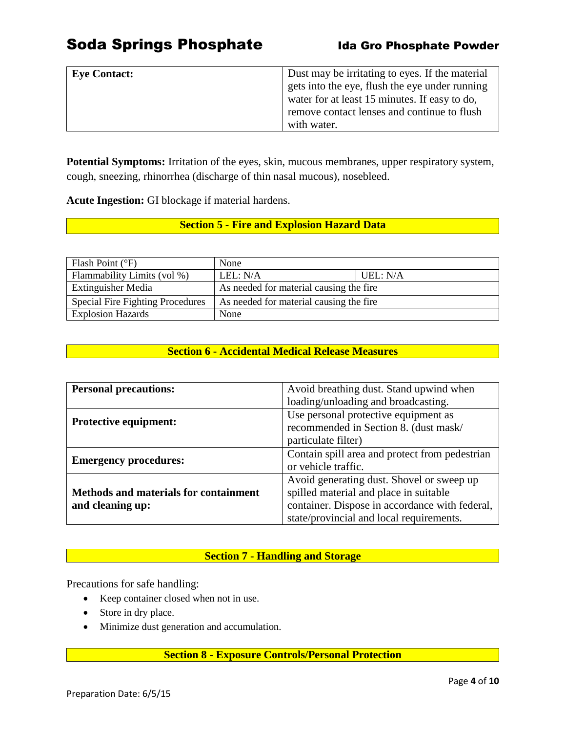| | |
|---|---|
| **Eye Contact:** | Dust may be irritating to eyes. If the material gets into the eye, flush the eye under running water for at least 15 minutes. If easy to do, remove contact lenses and continue to flush with water. |

**Potential Symptoms:** Irritation of the eyes, skin, mucous membranes, upper respiratory system, cough, sneezing, rhinorrhea (discharge of thin nasal mucous), nosebleed.

**Acute Ingestion:** GI blockage if material hardens.

## Section 5 - Fire and Explosion Hazard Data

| | | |
|---|---|---|
| Flash Point (°F) | None | |
| Flammability Limits (vol %) | LEL: N/A | UEL: N/A |
| Extinguisher Media | As needed for material causing the fire | |
| Special Fire Fighting Procedures | As needed for material causing the fire | |
| Explosion Hazards | None | |

## Section 6 - Accidental Medical Release Measures

| | |
|---|---|
| **Personal precautions:** | Avoid breathing dust. Stand upwind when loading/unloading and broadcasting. |
| **Protective equipment:** | Use personal protective equipment as recommended in Section 8. (dust mask/ particulate filter) |
| **Emergency procedures:** | Contain spill area and protect from pedestrian or vehicle traffic. |
| **Methods and materials for containment and cleaning up:** | Avoid generating dust. Shovel or sweep up spilled material and place in suitable container. Dispose in accordance with federal, state/provincial and local requirements. |

## Section 7 - Handling and Storage

Precautions for safe handling:

- Keep container closed when not in use.
- Store in dry place.
- Minimize dust generation and accumulation.

## Section 8 - Exposure Controls/Personal Protection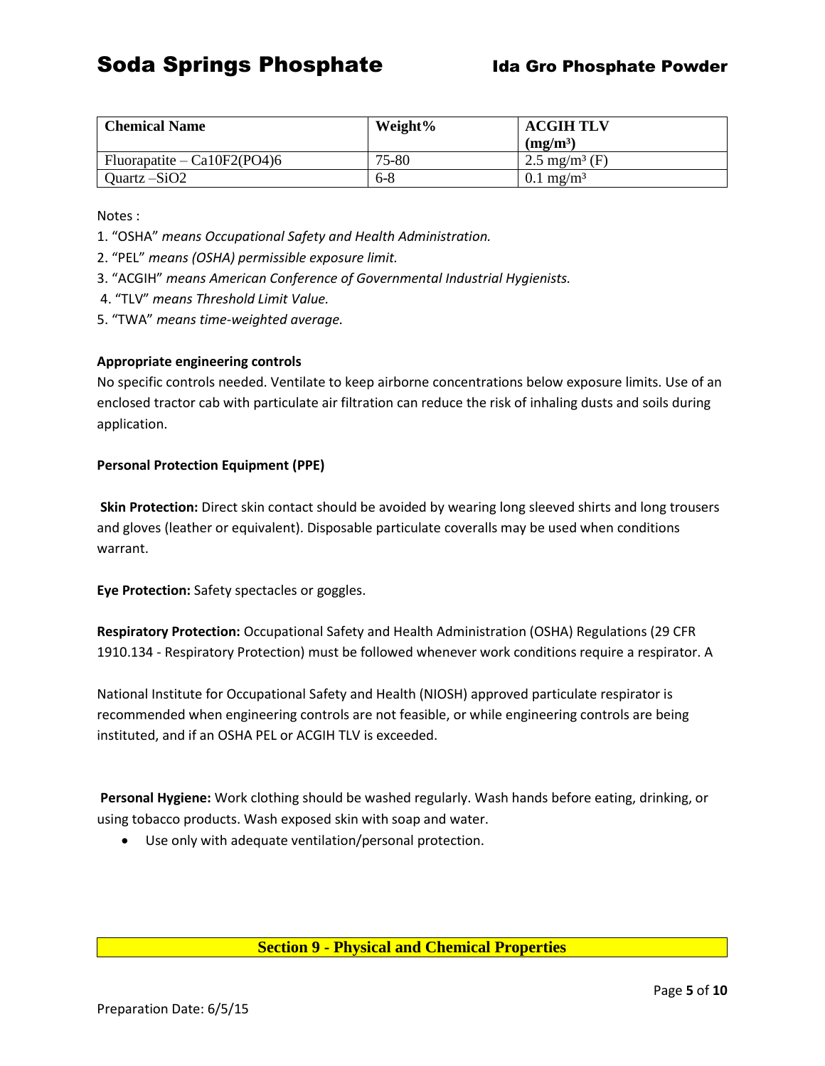| Chemical Name | Weight% | ACGIH TLV ($mg/m^3$) |
|---|---|---|
| Fluorapatite – $Ca_{10}F_2(PO_4)_6$ | 75-80 | 2.5 $mg/m^3$ (F) |
| Quartz –$SiO_2$ | 6-8 | 0.1 $mg/m^3$ |

Notes :

1. "OSHA" *means Occupational Safety and Health Administration.*
2. "PEL" *means (OSHA) permissible exposure limit.*
3. "ACGIH" *means American Conference of Governmental Industrial Hygienists.*
4. "TLV" *means Threshold Limit Value.*
5. "TWA" *means time-weighted average.*

**Appropriate engineering controls**

No specific controls needed. Ventilate to keep airborne concentrations below exposure limits. Use of an enclosed tractor cab with particulate air filtration can reduce the risk of inhaling dusts and soils during application.

**Personal Protection Equipment (PPE)**

**Skin Protection:** Direct skin contact should be avoided by wearing long sleeved shirts and long trousers and gloves (leather or equivalent). Disposable particulate coveralls may be used when conditions warrant.

**Eye Protection:** Safety spectacles or goggles.

**Respiratory Protection:** Occupational Safety and Health Administration (OSHA) Regulations (29 CFR 1910.134 - Respiratory Protection) must be followed whenever work conditions require a respirator. A

National Institute for Occupational Safety and Health (NIOSH) approved particulate respirator is recommended when engineering controls are not feasible, or while engineering controls are being instituted, and if an OSHA PEL or ACGIH TLV is exceeded.

**Personal Hygiene:** Work clothing should be washed regularly. Wash hands before eating, drinking, or using tobacco products. Wash exposed skin with soap and water.

- Use only with adequate ventilation/personal protection.

## Section 9 - Physical and Chemical Properties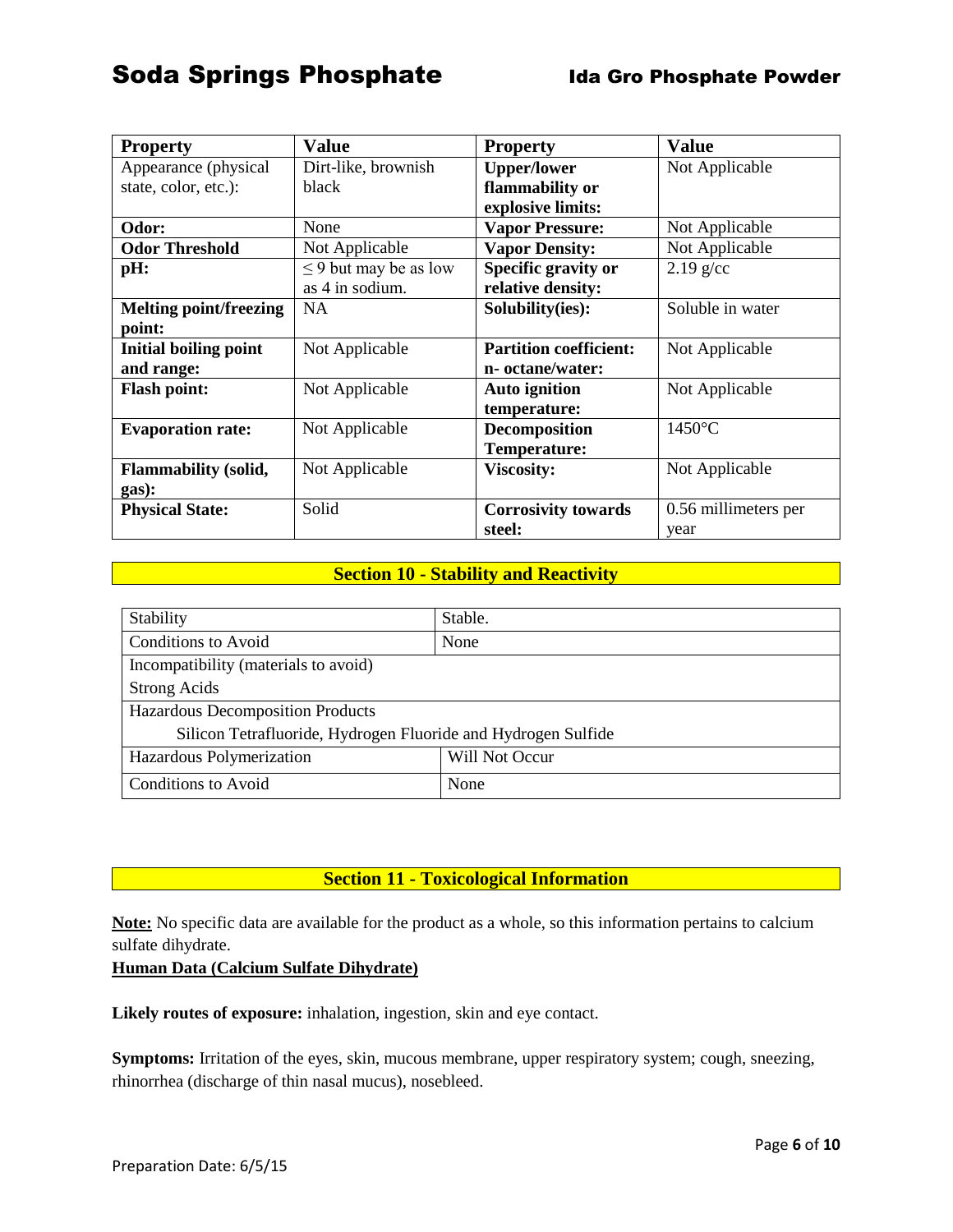| Property | Value | Property | Value |
|---|---|---|---|
| Appearance (physical state, color, etc.): | Dirt-like, brownish black | **Upper/lower flammability or explosive limits:** | Not Applicable |
| **Odor:** | None | **Vapor Pressure:** | Not Applicable |
| **Odor Threshold** | Not Applicable | **Vapor Density:** | Not Applicable |
| **pH:** | $\leq$ 9 but may be as low as 4 in sodium. | **Specific gravity or relative density:** | 2.19 g/cc |
| **Melting point/freezing point:** | NA | **Solubility(ies):** | Soluble in water |
| **Initial boiling point and range:** | Not Applicable | **Partition coefficient: n- octane/water:** | Not Applicable |
| **Flash point:** | Not Applicable | **Auto ignition temperature:** | Not Applicable |
| **Evaporation rate:** | Not Applicable | **Decomposition Temperature:** | 1450°C |
| **Flammability (solid, gas):** | Not Applicable | **Viscosity:** | Not Applicable |
| **Physical State:** | Solid | **Corrosivity towards steel:** | 0.56 millimeters per year |

## Section 10 - Stability and Reactivity

| Stability | Stable. |
|---|---|
| Conditions to Avoid | None |
| Incompatibility (materials to avoid) | |
| Strong Acids | |
| Hazardous Decomposition Products | |
| Silicon Tetrafluoride, Hydrogen Fluoride and Hydrogen Sulfide | |
| Hazardous Polymerization | Will Not Occur |
| Conditions to Avoid | None |

## Section 11 - Toxicological Information

**Note:** No specific data are available for the product as a whole, so this information pertains to calcium sulfate dihydrate.

**Human Data (Calcium Sulfate Dihydrate)**

**Likely routes of exposure:** inhalation, ingestion, skin and eye contact.

**Symptoms:** Irritation of the eyes, skin, mucous membrane, upper respiratory system; cough, sneezing, rhinorrhea (discharge of thin nasal mucus), nosebleed.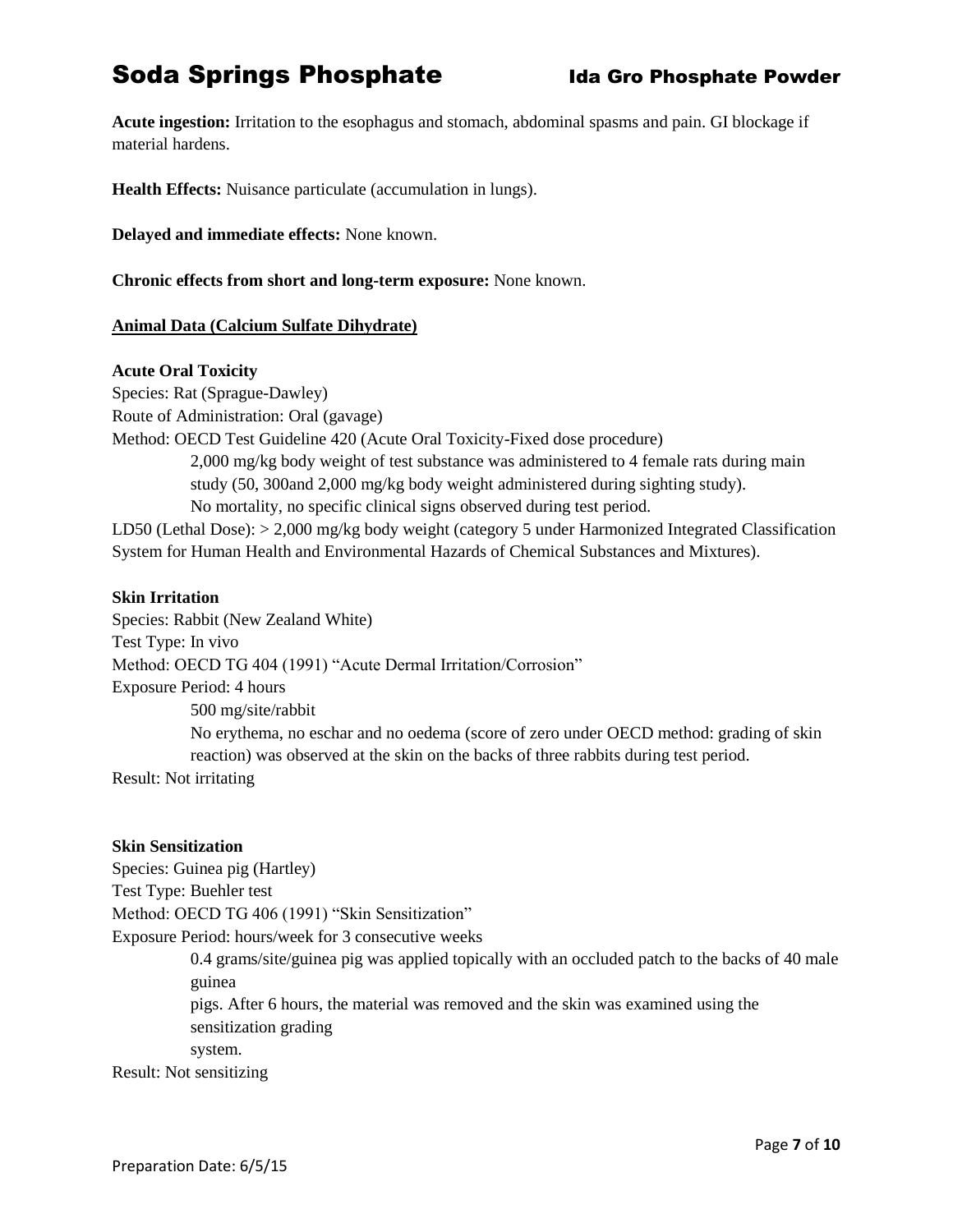**Acute ingestion:** Irritation to the esophagus and stomach, abdominal spasms and pain. GI blockage if material hardens.

**Health Effects:** Nuisance particulate (accumulation in lungs).

**Delayed and immediate effects:** None known.

**Chronic effects from short and long-term exposure:** None known.

**Animal Data (Calcium Sulfate Dihydrate)**

**Acute Oral Toxicity**

Species: Rat (Sprague-Dawley)

Route of Administration: Oral (gavage)

Method: OECD Test Guideline 420 (Acute Oral Toxicity-Fixed dose procedure)

> 2,000 mg/kg body weight of test substance was administered to 4 female rats during main study (50, 300and 2,000 mg/kg body weight administered during sighting study).
>
> No mortality, no specific clinical signs observed during test period.

LD50 (Lethal Dose): > 2,000 mg/kg body weight (category 5 under Harmonized Integrated Classification System for Human Health and Environmental Hazards of Chemical Substances and Mixtures).

**Skin Irritation**

Species: Rabbit (New Zealand White)

Test Type: In vivo

Method: OECD TG 404 (1991) "Acute Dermal Irritation/Corrosion"

Exposure Period: 4 hours

> 500 mg/site/rabbit
>
> No erythema, no eschar and no oedema (score of zero under OECD method: grading of skin reaction) was observed at the skin on the backs of three rabbits during test period.

Result: Not irritating

**Skin Sensitization**

Species: Guinea pig (Hartley)

Test Type: Buehler test

Method: OECD TG 406 (1991) "Skin Sensitization"

Exposure Period: hours/week for 3 consecutive weeks

> 0.4 grams/site/guinea pig was applied topically with an occluded patch to the backs of 40 male guinea pigs. After 6 hours, the material was removed and the skin was examined using the sensitization grading system.

Result: Not sensitizing

Preparation Date: 6/5/15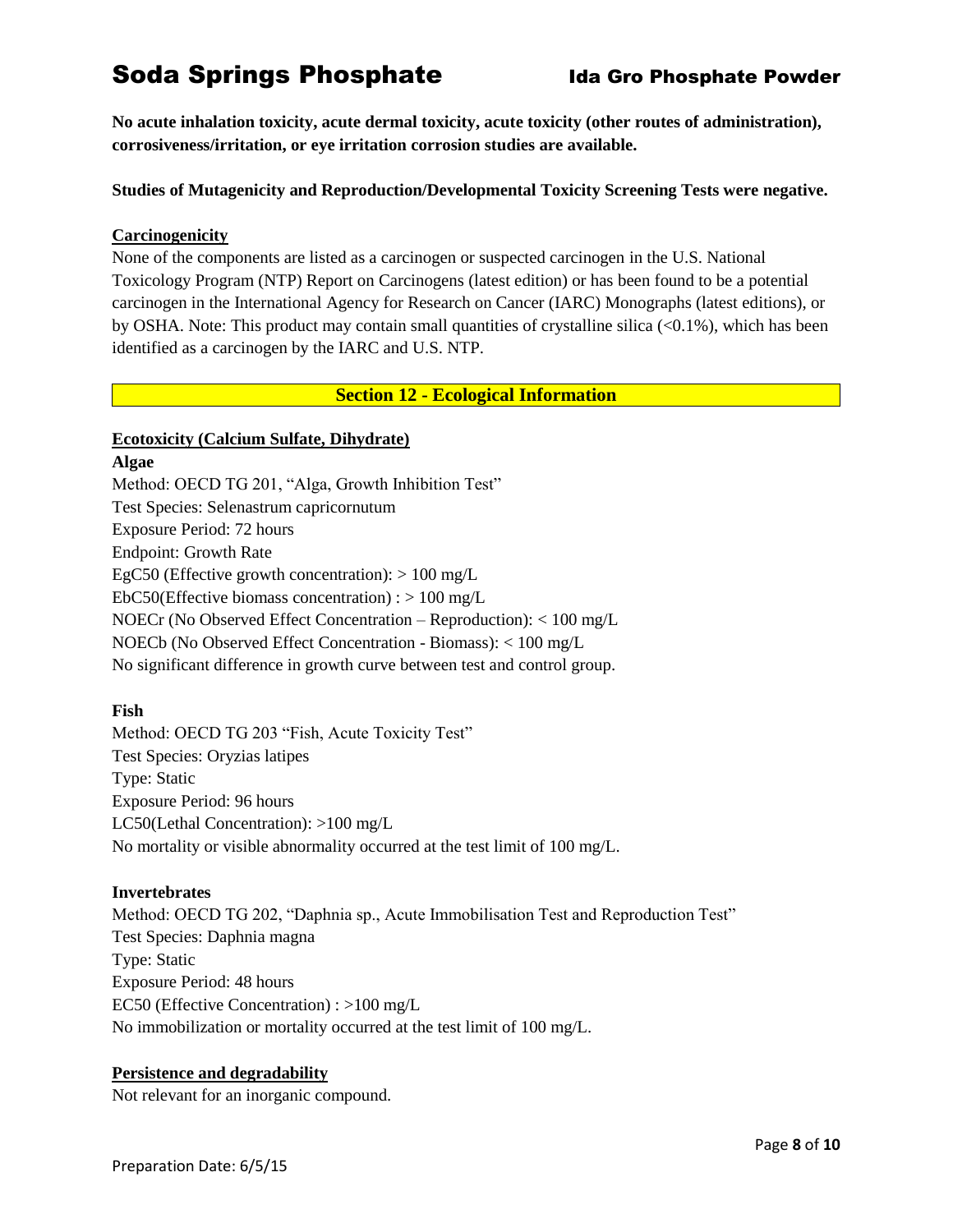**No acute inhalation toxicity, acute dermal toxicity, acute toxicity (other routes of administration), corrosiveness/irritation, or eye irritation corrosion studies are available.**

**Studies of Mutagenicity and Reproduction/Developmental Toxicity Screening Tests were negative.**

**Carcinogenicity**

None of the components are listed as a carcinogen or suspected carcinogen in the U.S. National Toxicology Program (NTP) Report on Carcinogens (latest edition) or has been found to be a potential carcinogen in the International Agency for Research on Cancer (IARC) Monographs (latest editions), or by OSHA. Note: This product may contain small quantities of crystalline silica (<0.1%), which has been identified as a carcinogen by the IARC and U.S. NTP.

## Section 12 - Ecological Information

**Ecotoxicity (Calcium Sulfate, Dihydrate)**

**Algae**

Method: OECD TG 201, "Alga, Growth Inhibition Test"
Test Species: Selenastrum capricornutum
Exposure Period: 72 hours
Endpoint: Growth Rate
EgC50 (Effective growth concentration): > 100 mg/L
EbC50(Effective biomass concentration) : > 100 mg/L
NOECr (No Observed Effect Concentration – Reproduction): < 100 mg/L
NOECb (No Observed Effect Concentration - Biomass): < 100 mg/L
No significant difference in growth curve between test and control group.

**Fish**

Method: OECD TG 203 "Fish, Acute Toxicity Test"
Test Species: Oryzias latipes
Type: Static
Exposure Period: 96 hours
LC50(Lethal Concentration): >100 mg/L
No mortality or visible abnormality occurred at the test limit of 100 mg/L.

**Invertebrates**

Method: OECD TG 202, "Daphnia sp., Acute Immobilisation Test and Reproduction Test"
Test Species: Daphnia magna
Type: Static
Exposure Period: 48 hours
EC50 (Effective Concentration) : >100 mg/L
No immobilization or mortality occurred at the test limit of 100 mg/L.

**Persistence and degradability**

Not relevant for an inorganic compound.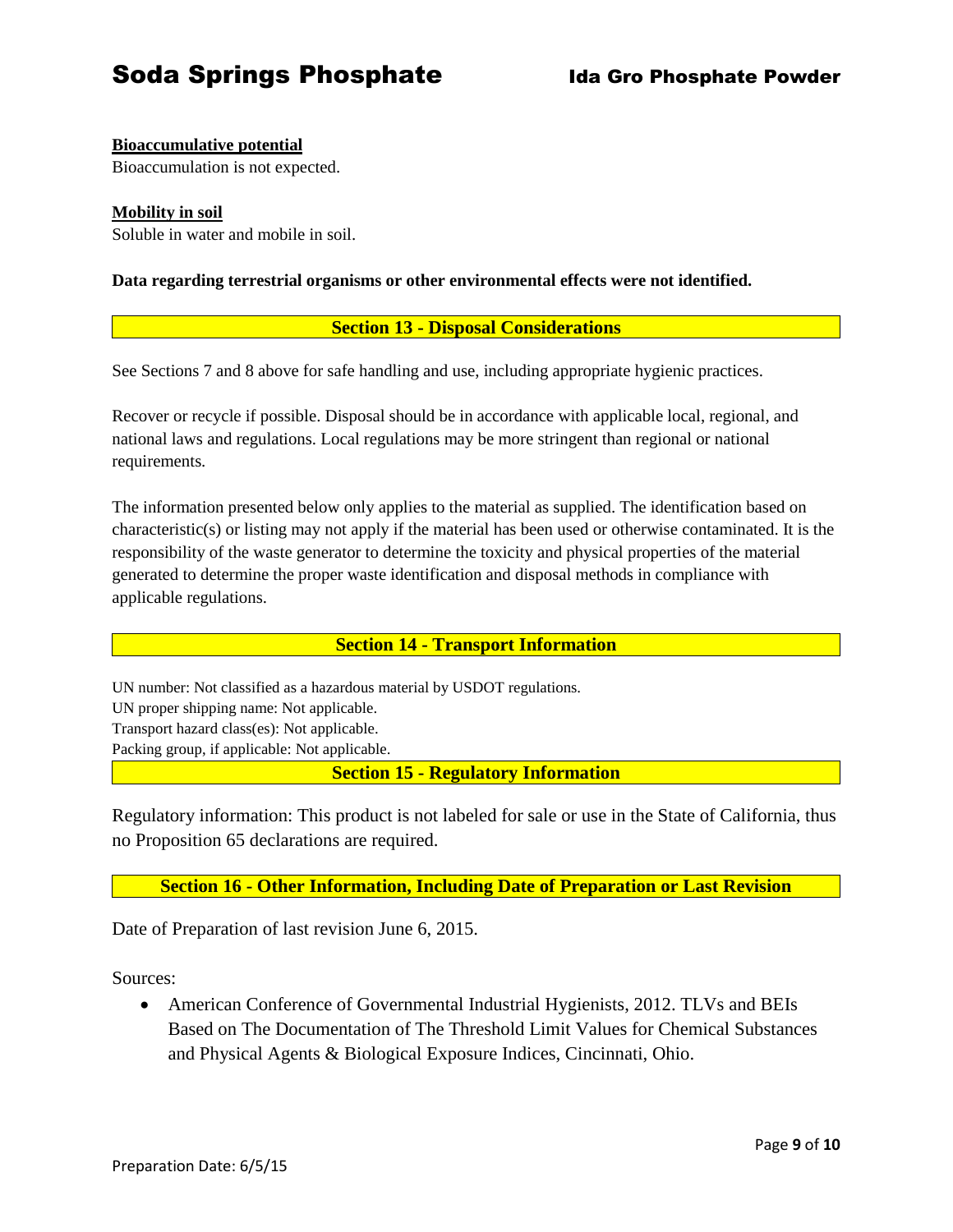**Bioaccumulative potential**

Bioaccumulation is not expected.

**Mobility in soil**

Soluble in water and mobile in soil.

**Data regarding terrestrial organisms or other environmental effects were not identified.**

## Section 13 - Disposal Considerations

See Sections 7 and 8 above for safe handling and use, including appropriate hygienic practices.

Recover or recycle if possible. Disposal should be in accordance with applicable local, regional, and national laws and regulations. Local regulations may be more stringent than regional or national requirements.

The information presented below only applies to the material as supplied. The identification based on characteristic(s) or listing may not apply if the material has been used or otherwise contaminated. It is the responsibility of the waste generator to determine the toxicity and physical properties of the material generated to determine the proper waste identification and disposal methods in compliance with applicable regulations.

## Section 14 - Transport Information

UN number: Not classified as a hazardous material by USDOT regulations.
UN proper shipping name: Not applicable.
Transport hazard class(es): Not applicable.
Packing group, if applicable: Not applicable.

## Section 15 - Regulatory Information

Regulatory information: This product is not labeled for sale or use in the State of California, thus no Proposition 65 declarations are required.

## Section 16 - Other Information, Including Date of Preparation or Last Revision

Date of Preparation of last revision June 6, 2015.

Sources:

- American Conference of Governmental Industrial Hygienists, 2012. TLVs and BEIs Based on The Documentation of The Threshold Limit Values for Chemical Substances and Physical Agents & Biological Exposure Indices, Cincinnati, Ohio.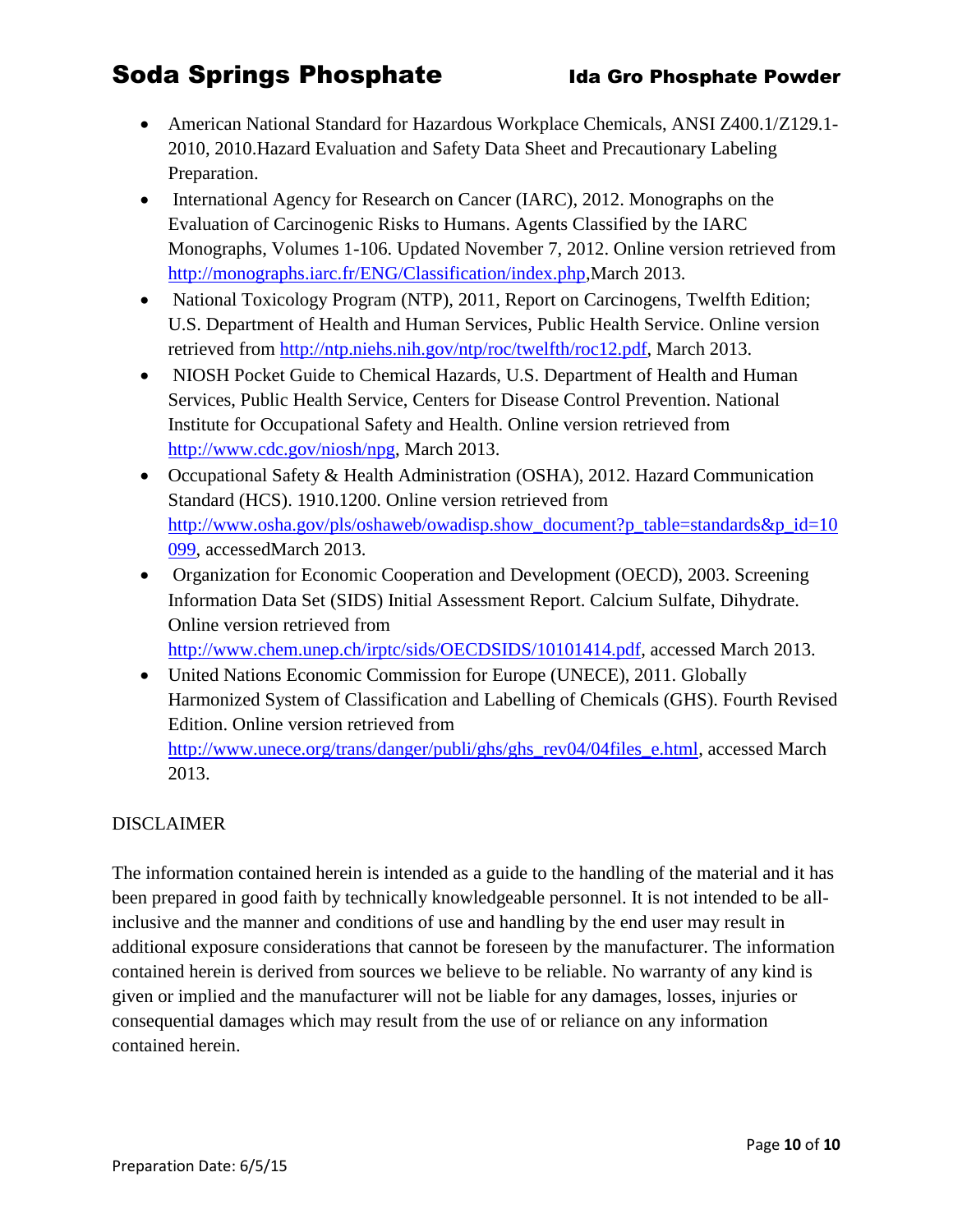- American National Standard for Hazardous Workplace Chemicals, ANSI Z400.1/Z129.1-2010, 2010.Hazard Evaluation and Safety Data Sheet and Precautionary Labeling Preparation.
- International Agency for Research on Cancer (IARC), 2012. Monographs on the Evaluation of Carcinogenic Risks to Humans. Agents Classified by the IARC Monographs, Volumes 1-106. Updated November 7, 2012. Online version retrieved from http://monographs.iarc.fr/ENG/Classification/index.php,March 2013.
- National Toxicology Program (NTP), 2011, Report on Carcinogens, Twelfth Edition; U.S. Department of Health and Human Services, Public Health Service. Online version retrieved from http://ntp.niehs.nih.gov/ntp/roc/twelfth/roc12.pdf, March 2013.
- NIOSH Pocket Guide to Chemical Hazards, U.S. Department of Health and Human Services, Public Health Service, Centers for Disease Control Prevention. National Institute for Occupational Safety and Health. Online version retrieved from http://www.cdc.gov/niosh/npg, March 2013.
- Occupational Safety & Health Administration (OSHA), 2012. Hazard Communication Standard (HCS). 1910.1200. Online version retrieved from http://www.osha.gov/pls/oshaweb/owadisp.show_document?p_table=standards&p_id=10099, accessedMarch 2013.
- Organization for Economic Cooperation and Development (OECD), 2003. Screening Information Data Set (SIDS) Initial Assessment Report. Calcium Sulfate, Dihydrate. Online version retrieved from http://www.chem.unep.ch/irptc/sids/OECDSIDS/10101414.pdf, accessed March 2013.
- United Nations Economic Commission for Europe (UNECE), 2011. Globally Harmonized System of Classification and Labelling of Chemicals (GHS). Fourth Revised Edition. Online version retrieved from http://www.unece.org/trans/danger/publi/ghs/ghs_rev04/04files_e.html, accessed March 2013.

DISCLAIMER

The information contained herein is intended as a guide to the handling of the material and it has been prepared in good faith by technically knowledgeable personnel. It is not intended to be all-inclusive and the manner and conditions of use and handling by the end user may result in additional exposure considerations that cannot be foreseen by the manufacturer. The information contained herein is derived from sources we believe to be reliable. No warranty of any kind is given or implied and the manufacturer will not be liable for any damages, losses, injuries or consequential damages which may result from the use of or reliance on any information contained herein.

Preparation Date: 6/5/15